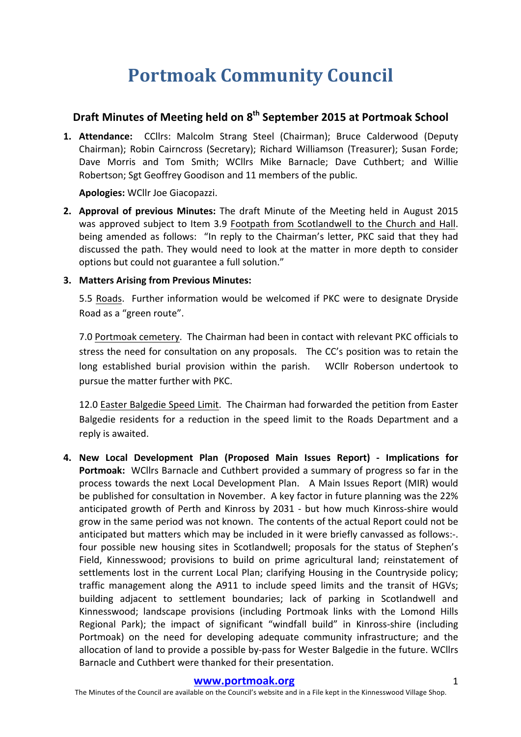# Portmoak Community Council

## Draft Minutes of Meeting held on 8th September 2015 at Portmoak School

1. **Attendance:** CCllrs: Malcolm Strang Steel (Chairman); Bruce Calderwood (Deputy Chairman); Robin Cairncross (Secretary); Richard Williamson (Treasurer); Susan Forde; Dave Morris and Tom Smith; WCllrs Mike Barnacle; Dave Cuthbert; and Willie Robertson; Sgt Geoffrey Goodison and 11 members of the public.

   **Apologies:** WCllr Joe Giacopazzi.

2. **Approval of previous Minutes:** The draft Minute of the Meeting held in August 2015 was approved subject to Item 3.9 Footpath from Scotlandwell to the Church and Hall. being amended as follows: "In reply to the Chairman's letter, PKC said that they had discussed the path. They would need to look at the matter in more depth to consider options but could not guarantee a full solution."

3. **Matters Arising from Previous Minutes:**

   5.5 Roads. Further information would be welcomed if PKC were to designate Dryside Road as a "green route".

   7.0 Portmoak cemetery. The Chairman had been in contact with relevant PKC officials to stress the need for consultation on any proposals. The CC's position was to retain the long established burial provision within the parish. WCllr Roberson undertook to pursue the matter further with PKC.

   12.0 Easter Balgedie Speed Limit. The Chairman had forwarded the petition from Easter Balgedie residents for a reduction in the speed limit to the Roads Department and a reply is awaited.

4. **New Local Development Plan (Proposed Main Issues Report) - Implications for Portmoak:** WCllrs Barnacle and Cuthbert provided a summary of progress so far in the process towards the next Local Development Plan. A Main Issues Report (MIR) would be published for consultation in November. A key factor in future planning was the 22% anticipated growth of Perth and Kinross by 2031 - but how much Kinross-shire would grow in the same period was not known. The contents of the actual Report could not be anticipated but matters which may be included in it were briefly canvassed as follows:-. four possible new housing sites in Scotlandwell; proposals for the status of Stephen's Field, Kinnesswood; provisions to build on prime agricultural land; reinstatement of settlements lost in the current Local Plan; clarifying Housing in the Countryside policy; traffic management along the A911 to include speed limits and the transit of HGVs; building adjacent to settlement boundaries; lack of parking in Scotlandwell and Kinnesswood; landscape provisions (including Portmoak links with the Lomond Hills Regional Park); the impact of significant "windfall build" in Kinross-shire (including Portmoak) on the need for developing adequate community infrastructure; and the allocation of land to provide a possible by-pass for Wester Balgedie in the future. WCllrs Barnacle and Cuthbert were thanked for their presentation.

**www.portmoak.org**

The Minutes of the Council are available on the Council's website and in a File kept in the Kinnesswood Village Shop.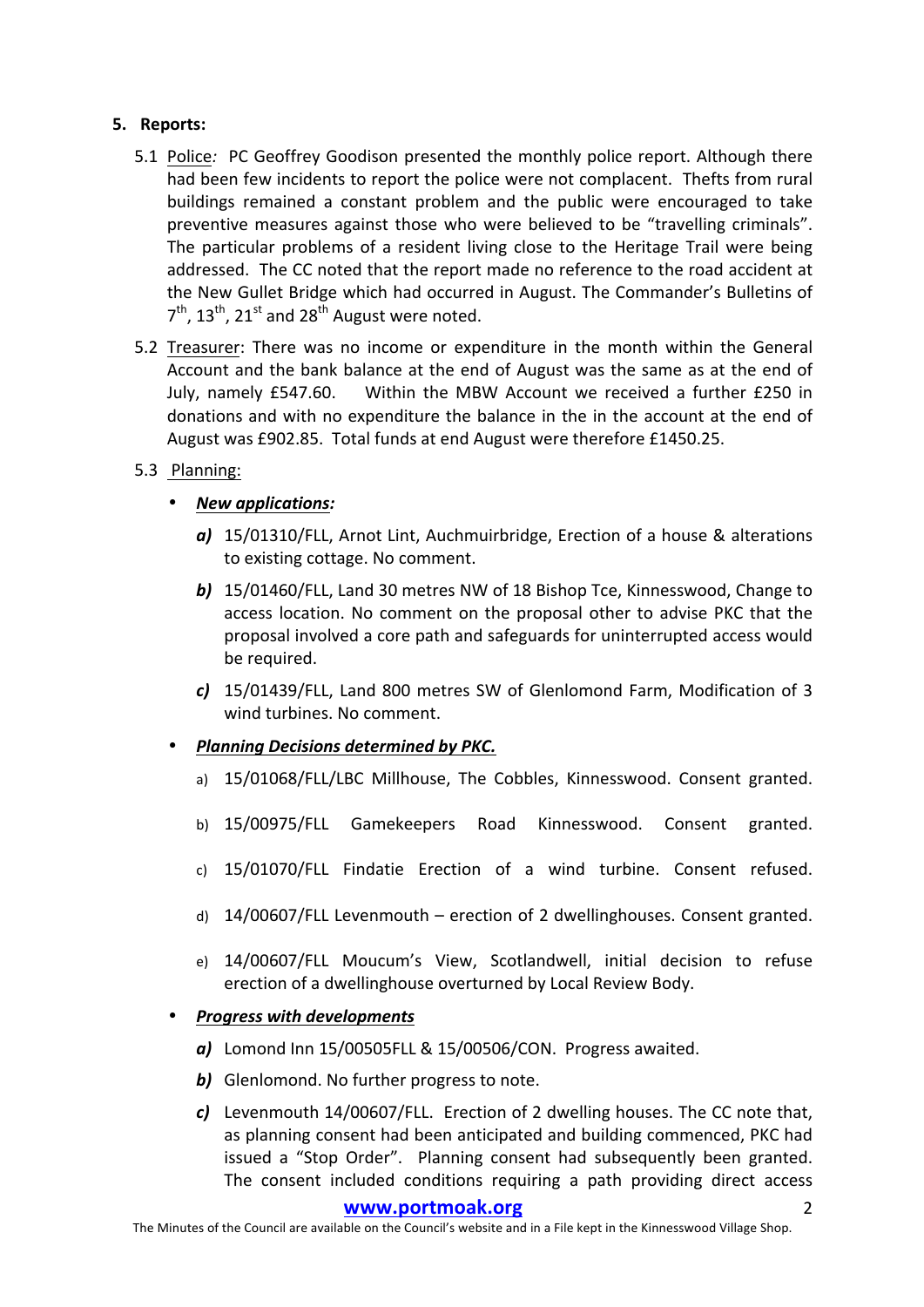5. **Reports:**

   5.1 Police: PC Geoffrey Goodison presented the monthly police report. Although there had been few incidents to report the police were not complacent. Thefts from rural buildings remained a constant problem and the public were encouraged to take preventive measures against those who were believed to be "travelling criminals". The particular problems of a resident living close to the Heritage Trail were being addressed. The CC noted that the report made no reference to the road accident at the New Gullet Bridge which had occurred in August. The Commander's Bulletins of 7th, 13th, 21st and 28th August were noted.

   5.2 Treasurer: There was no income or expenditure in the month within the General Account and the bank balance at the end of August was the same as at the end of July, namely £547.60. Within the MBW Account we received a further £250 in donations and with no expenditure the balance in the in the account at the end of August was £902.85. Total funds at end August were therefore £1450.25.

   5.3 Planning:

   - ***New applications:***
     - ***a)*** 15/01310/FLL, Arnot Lint, Auchmuirbridge, Erection of a house & alterations to existing cottage. No comment.
     - ***b)*** 15/01460/FLL, Land 30 metres NW of 18 Bishop Tce, Kinnesswood, Change to access location. No comment on the proposal other to advise PKC that the proposal involved a core path and safeguards for uninterrupted access would be required.
     - ***c)*** 15/01439/FLL, Land 800 metres SW of Glenlomond Farm, Modification of 3 wind turbines. No comment.

   - ***Planning Decisions determined by PKC.***
     - a) 15/01068/FLL/LBC Millhouse, The Cobbles, Kinnesswood. Consent granted.
     - b) 15/00975/FLL Gamekeepers Road Kinnesswood. Consent granted.
     - c) 15/01070/FLL Findatie Erection of a wind turbine. Consent refused.
     - d) 14/00607/FLL Levenmouth – erection of 2 dwellinghouses. Consent granted.
     - e) 14/00607/FLL Moucum's View, Scotlandwell, initial decision to refuse erection of a dwellinghouse overturned by Local Review Body.

   - ***Progress with developments***
     - ***a)*** Lomond Inn 15/00505FLL & 15/00506/CON. Progress awaited.
     - ***b)*** Glenlomond. No further progress to note.
     - ***c)*** Levenmouth 14/00607/FLL. Erection of 2 dwelling houses. The CC note that, as planning consent had been anticipated and building commenced, PKC had issued a "Stop Order". Planning consent had subsequently been granted. The consent included conditions requiring a path providing direct access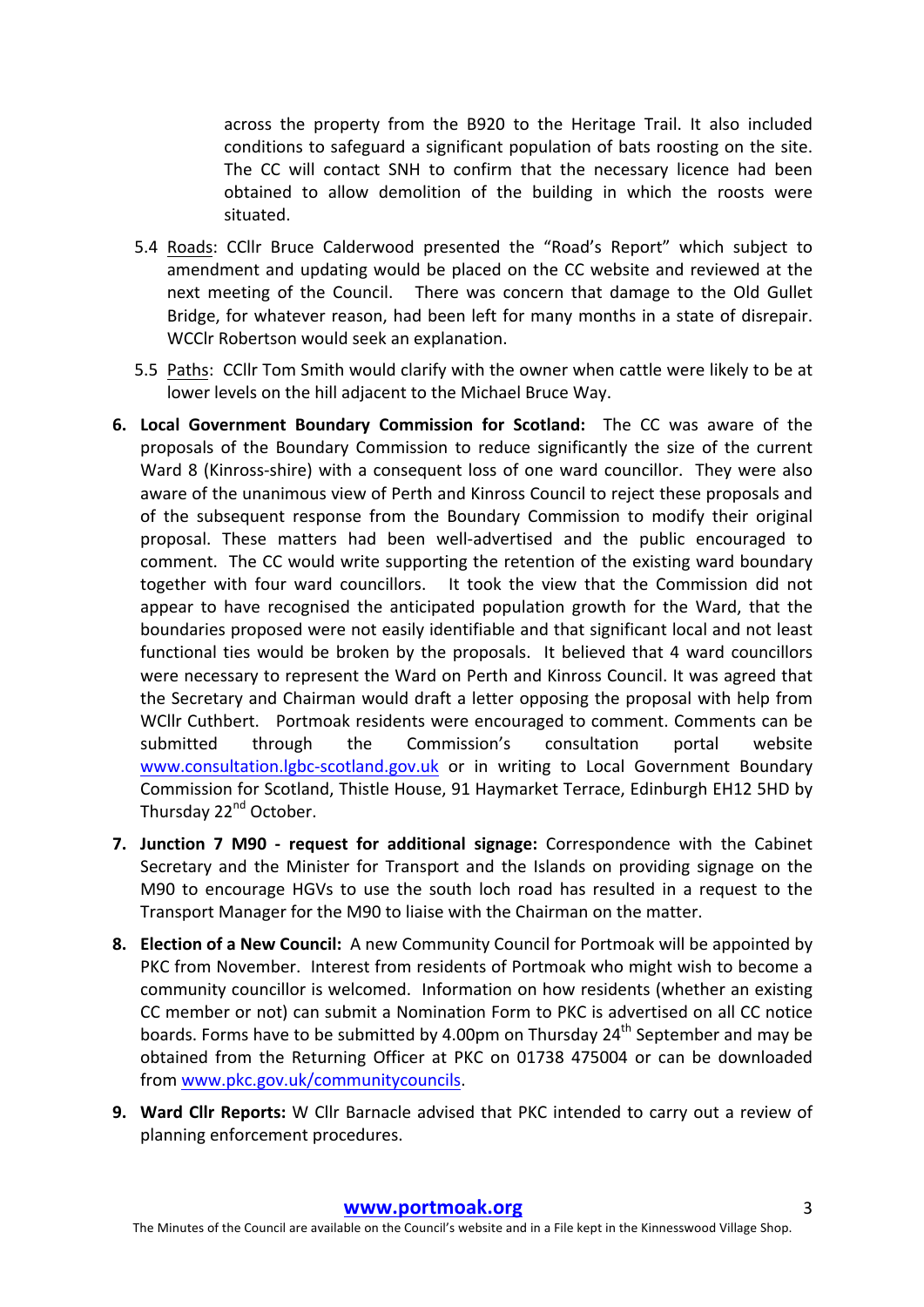across the property from the B920 to the Heritage Trail. It also included conditions to safeguard a significant population of bats roosting on the site. The CC will contact SNH to confirm that the necessary licence had been obtained to allow demolition of the building in which the roosts were situated.

5.4 Roads: CCllr Bruce Calderwood presented the "Road's Report" which subject to amendment and updating would be placed on the CC website and reviewed at the next meeting of the Council. There was concern that damage to the Old Gullet Bridge, for whatever reason, had been left for many months in a state of disrepair. WCCllr Robertson would seek an explanation.

5.5 Paths: CCllr Tom Smith would clarify with the owner when cattle were likely to be at lower levels on the hill adjacent to the Michael Bruce Way.

6. **Local Government Boundary Commission for Scotland:** The CC was aware of the proposals of the Boundary Commission to reduce significantly the size of the current Ward 8 (Kinross-shire) with a consequent loss of one ward councillor. They were also aware of the unanimous view of Perth and Kinross Council to reject these proposals and of the subsequent response from the Boundary Commission to modify their original proposal. These matters had been well-advertised and the public encouraged to comment. The CC would write supporting the retention of the existing ward boundary together with four ward councillors. It took the view that the Commission did not appear to have recognised the anticipated population growth for the Ward, that the boundaries proposed were not easily identifiable and that significant local and not least functional ties would be broken by the proposals. It believed that 4 ward councillors were necessary to represent the Ward on Perth and Kinross Council. It was agreed that the Secretary and Chairman would draft a letter opposing the proposal with help from WCllr Cuthbert. Portmoak residents were encouraged to comment. Comments can be submitted through the Commission's consultation portal website www.consultation.lgbc-scotland.gov.uk or in writing to Local Government Boundary Commission for Scotland, Thistle House, 91 Haymarket Terrace, Edinburgh EH12 5HD by Thursday 22nd October.

7. **Junction 7 M90 - request for additional signage:** Correspondence with the Cabinet Secretary and the Minister for Transport and the Islands on providing signage on the M90 to encourage HGVs to use the south loch road has resulted in a request to the Transport Manager for the M90 to liaise with the Chairman on the matter.

8. **Election of a New Council:** A new Community Council for Portmoak will be appointed by PKC from November. Interest from residents of Portmoak who might wish to become a community councillor is welcomed. Information on how residents (whether an existing CC member or not) can submit a Nomination Form to PKC is advertised on all CC notice boards. Forms have to be submitted by 4.00pm on Thursday 24th September and may be obtained from the Returning Officer at PKC on 01738 475004 or can be downloaded from www.pkc.gov.uk/communitycouncils.

9. **Ward Cllr Reports:** W Cllr Barnacle advised that PKC intended to carry out a review of planning enforcement procedures.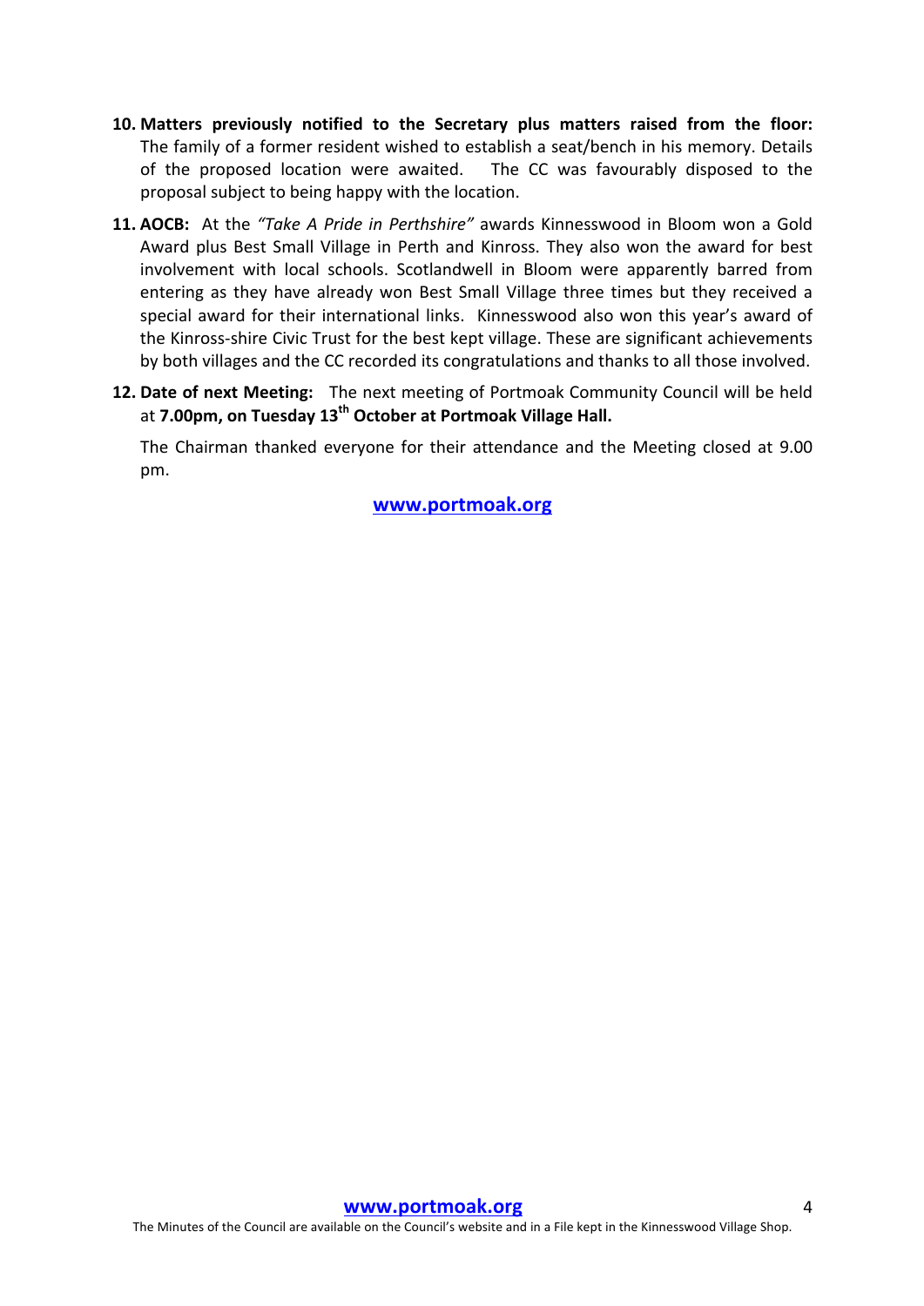10. **Matters previously notified to the Secretary plus matters raised from the floor:** The family of a former resident wished to establish a seat/bench in his memory. Details of the proposed location were awaited. The CC was favourably disposed to the proposal subject to being happy with the location.

11. **AOCB:** At the *"Take A Pride in Perthshire"* awards Kinnesswood in Bloom won a Gold Award plus Best Small Village in Perth and Kinross. They also won the award for best involvement with local schools. Scotlandwell in Bloom were apparently barred from entering as they have already won Best Small Village three times but they received a special award for their international links. Kinnesswood also won this year's award of the Kinross-shire Civic Trust for the best kept village. These are significant achievements by both villages and the CC recorded its congratulations and thanks to all those involved.

12. **Date of next Meeting:** The next meeting of Portmoak Community Council will be held at **7.00pm, on Tuesday 13th October at Portmoak Village Hall.**

    The Chairman thanked everyone for their attendance and the Meeting closed at 9.00 pm.

**www.portmoak.org**

**www.portmoak.org**

The Minutes of the Council are available on the Council's website and in a File kept in the Kinnesswood Village Shop.